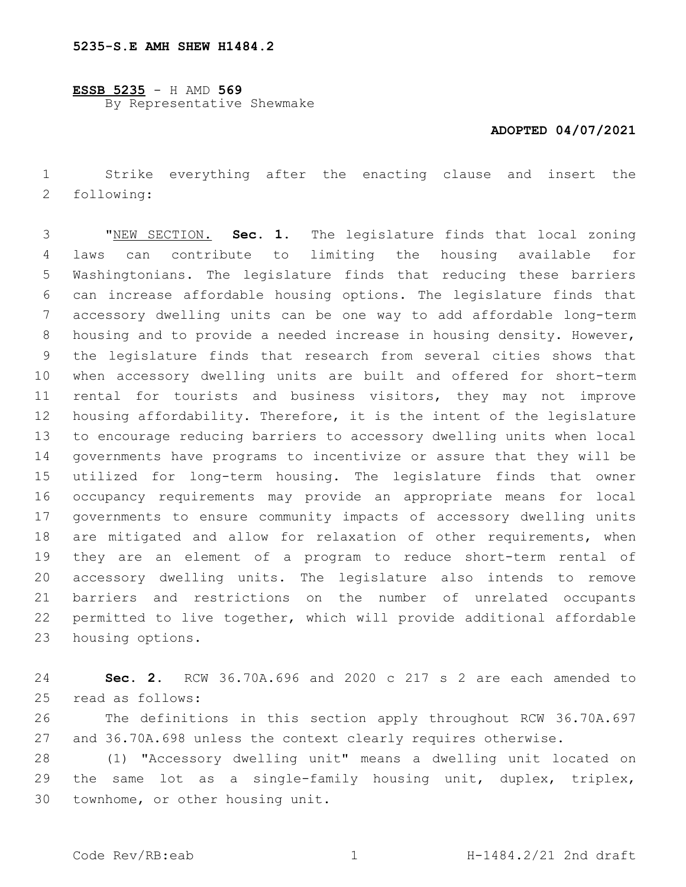5235-S.E AMH SHEW H1484.2

**ESSB 5235** - H AMD **569**
By Representative Shewmake

**ADOPTED 04/07/2021**

Strike everything after the enacting clause and insert the following:

"NEW SECTION. **Sec. 1.** The legislature finds that local zoning laws can contribute to limiting the housing available for Washingtonians. The legislature finds that reducing these barriers can increase affordable housing options. The legislature finds that accessory dwelling units can be one way to add affordable long-term housing and to provide a needed increase in housing density. However, the legislature finds that research from several cities shows that when accessory dwelling units are built and offered for short-term rental for tourists and business visitors, they may not improve housing affordability. Therefore, it is the intent of the legislature to encourage reducing barriers to accessory dwelling units when local governments have programs to incentivize or assure that they will be utilized for long-term housing. The legislature finds that owner occupancy requirements may provide an appropriate means for local governments to ensure community impacts of accessory dwelling units are mitigated and allow for relaxation of other requirements, when they are an element of a program to reduce short-term rental of accessory dwelling units. The legislature also intends to remove barriers and restrictions on the number of unrelated occupants permitted to live together, which will provide additional affordable housing options.

**Sec. 2.** RCW 36.70A.696 and 2020 c 217 s 2 are each amended to read as follows:

The definitions in this section apply throughout RCW 36.70A.697 and 36.70A.698 unless the context clearly requires otherwise.

(1) "Accessory dwelling unit" means a dwelling unit located on the same lot as a single-family housing unit, duplex, triplex, townhome, or other housing unit.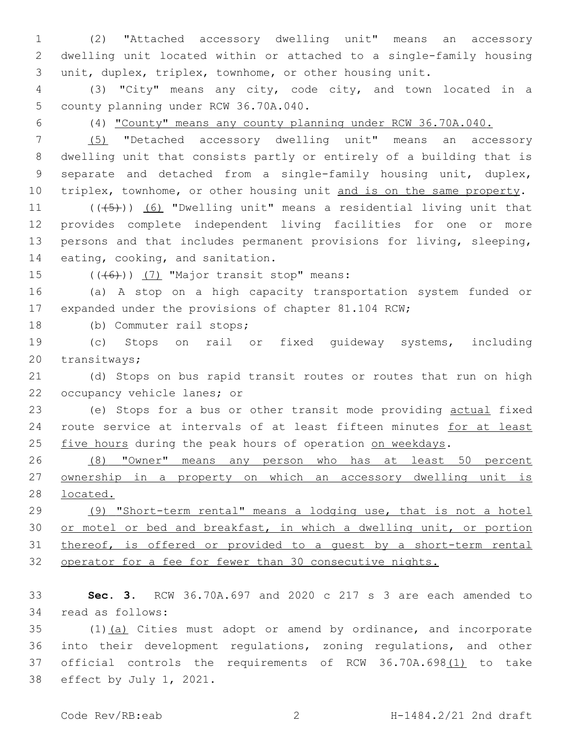(2) "Attached accessory dwelling unit" means an accessory dwelling unit located within or attached to a single-family housing unit, duplex, triplex, townhome, or other housing unit.

(3) "City" means any city, code city, and town located in a county planning under RCW 36.70A.040.

(4) "County" means any county planning under RCW 36.70A.040.

(5) "Detached accessory dwelling unit" means an accessory dwelling unit that consists partly or entirely of a building that is separate and detached from a single-family housing unit, duplex, triplex, townhome, or other housing unit and is on the same property.

(((5))) (6) "Dwelling unit" means a residential living unit that provides complete independent living facilities for one or more persons and that includes permanent provisions for living, sleeping, eating, cooking, and sanitation.

(((6))) (7) "Major transit stop" means:

(a) A stop on a high capacity transportation system funded or expanded under the provisions of chapter 81.104 RCW;

(b) Commuter rail stops;

(c) Stops on rail or fixed guideway systems, including transitways;

(d) Stops on bus rapid transit routes or routes that run on high occupancy vehicle lanes; or

(e) Stops for a bus or other transit mode providing actual fixed route service at intervals of at least fifteen minutes for at least five hours during the peak hours of operation on weekdays.

(8) "Owner" means any person who has at least 50 percent ownership in a property on which an accessory dwelling unit is located.

(9) "Short-term rental" means a lodging use, that is not a hotel or motel or bed and breakfast, in which a dwelling unit, or portion thereof, is offered or provided to a guest by a short-term rental operator for a fee for fewer than 30 consecutive nights.

**Sec. 3.** RCW 36.70A.697 and 2020 c 217 s 3 are each amended to read as follows:

(1)(a) Cities must adopt or amend by ordinance, and incorporate into their development regulations, zoning regulations, and other official controls the requirements of RCW 36.70A.698(1) to take effect by July 1, 2021.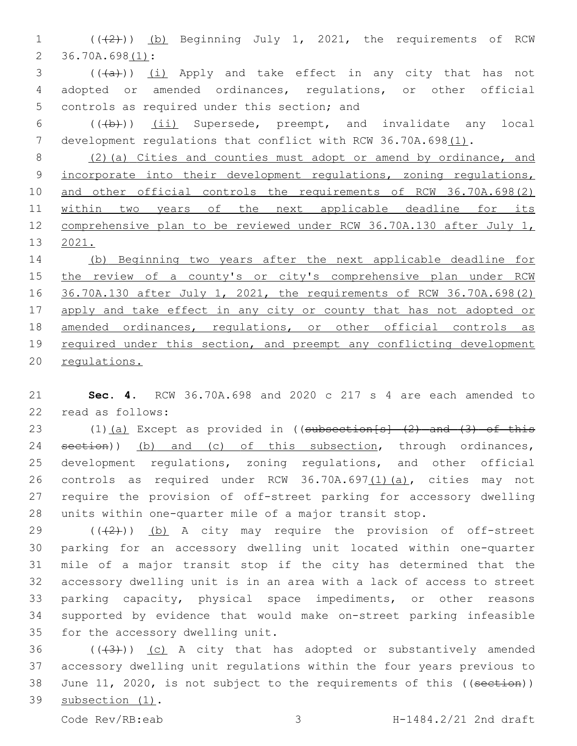((~~(2)~~)) <u>(b)</u> Beginning July 1, 2021, the requirements of RCW 36.70A.698<u>(1)</u>:

((~~(a)~~)) <u>(i)</u> Apply and take effect in any city that has not adopted or amended ordinances, regulations, or other official controls as required under this section; and

((~~(b)~~)) <u>(ii)</u> Supersede, preempt, and invalidate any local development regulations that conflict with RCW 36.70A.698<u>(1)</u>.

<u>(2)(a) Cities and counties must adopt or amend by ordinance, and incorporate into their development regulations, zoning regulations, and other official controls the requirements of RCW 36.70A.698(2) within two years of the next applicable deadline for its comprehensive plan to be reviewed under RCW 36.70A.130 after July 1, 2021.</u>

<u>(b) Beginning two years after the next applicable deadline for the review of a county's or city's comprehensive plan under RCW 36.70A.130 after July 1, 2021, the requirements of RCW 36.70A.698(2) apply and take effect in any city or county that has not adopted or amended ordinances, regulations, or other official controls as required under this section, and preempt any conflicting development regulations.</u>

**Sec. 4.** RCW 36.70A.698 and 2020 c 217 s 4 are each amended to read as follows:

(1)<u>(a)</u> Except as provided in ((~~subsection[s] (2) and (3) of this section~~)) <u>(b) and (c) of this subsection</u>, through ordinances, development regulations, zoning regulations, and other official controls as required under RCW 36.70A.697<u>(1)(a)</u>, cities may not require the provision of off-street parking for accessory dwelling units within one-quarter mile of a major transit stop.

((~~(2)~~)) <u>(b)</u> A city may require the provision of off-street parking for an accessory dwelling unit located within one-quarter mile of a major transit stop if the city has determined that the accessory dwelling unit is in an area with a lack of access to street parking capacity, physical space impediments, or other reasons supported by evidence that would make on-street parking infeasible for the accessory dwelling unit.

((~~(3)~~)) <u>(c)</u> A city that has adopted or substantively amended accessory dwelling unit regulations within the four years previous to June 11, 2020, is not subject to the requirements of this ((~~section~~)) <u>subsection (1)</u>.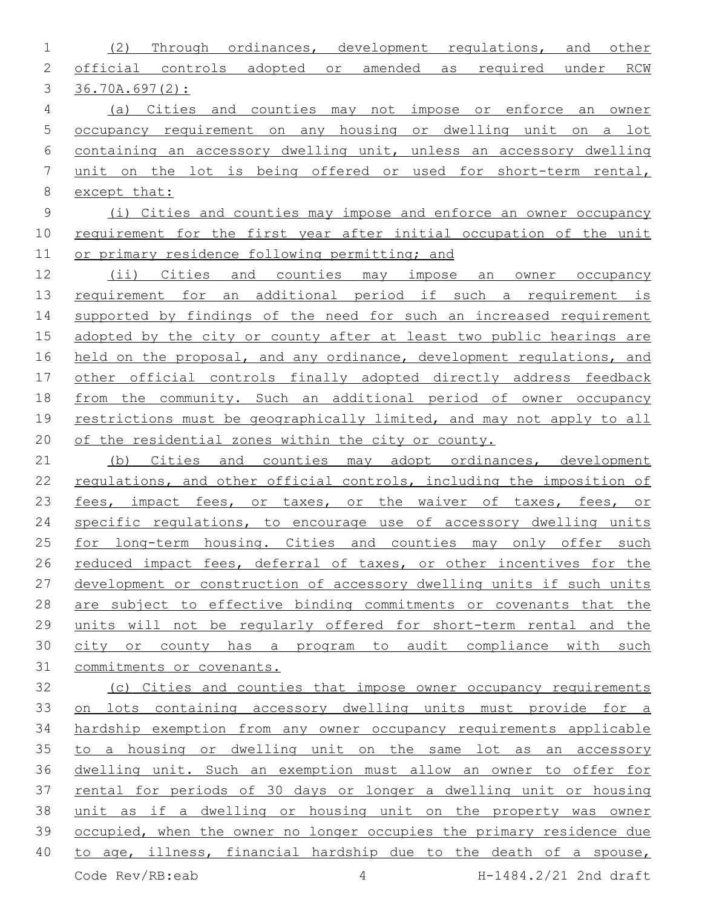(2) Through ordinances, development regulations, and other official controls adopted or amended as required under RCW 36.70A.697(2):

(a) Cities and counties may not impose or enforce an owner occupancy requirement on any housing or dwelling unit on a lot containing an accessory dwelling unit, unless an accessory dwelling unit on the lot is being offered or used for short-term rental, except that:

(i) Cities and counties may impose and enforce an owner occupancy requirement for the first year after initial occupation of the unit or primary residence following permitting; and

(ii) Cities and counties may impose an owner occupancy requirement for an additional period if such a requirement is supported by findings of the need for such an increased requirement adopted by the city or county after at least two public hearings are held on the proposal, and any ordinance, development regulations, and other official controls finally adopted directly address feedback from the community. Such an additional period of owner occupancy restrictions must be geographically limited, and may not apply to all of the residential zones within the city or county.

(b) Cities and counties may adopt ordinances, development regulations, and other official controls, including the imposition of fees, impact fees, or taxes, or the waiver of taxes, fees, or specific regulations, to encourage use of accessory dwelling units for long-term housing. Cities and counties may only offer such reduced impact fees, deferral of taxes, or other incentives for the development or construction of accessory dwelling units if such units are subject to effective binding commitments or covenants that the units will not be regularly offered for short-term rental and the city or county has a program to audit compliance with such commitments or covenants.

(c) Cities and counties that impose owner occupancy requirements on lots containing accessory dwelling units must provide for a hardship exemption from any owner occupancy requirements applicable to a housing or dwelling unit on the same lot as an accessory dwelling unit. Such an exemption must allow an owner to offer for rental for periods of 30 days or longer a dwelling unit or housing unit as if a dwelling or housing unit on the property was owner occupied, when the owner no longer occupies the primary residence due to age, illness, financial hardship due to the death of a spouse,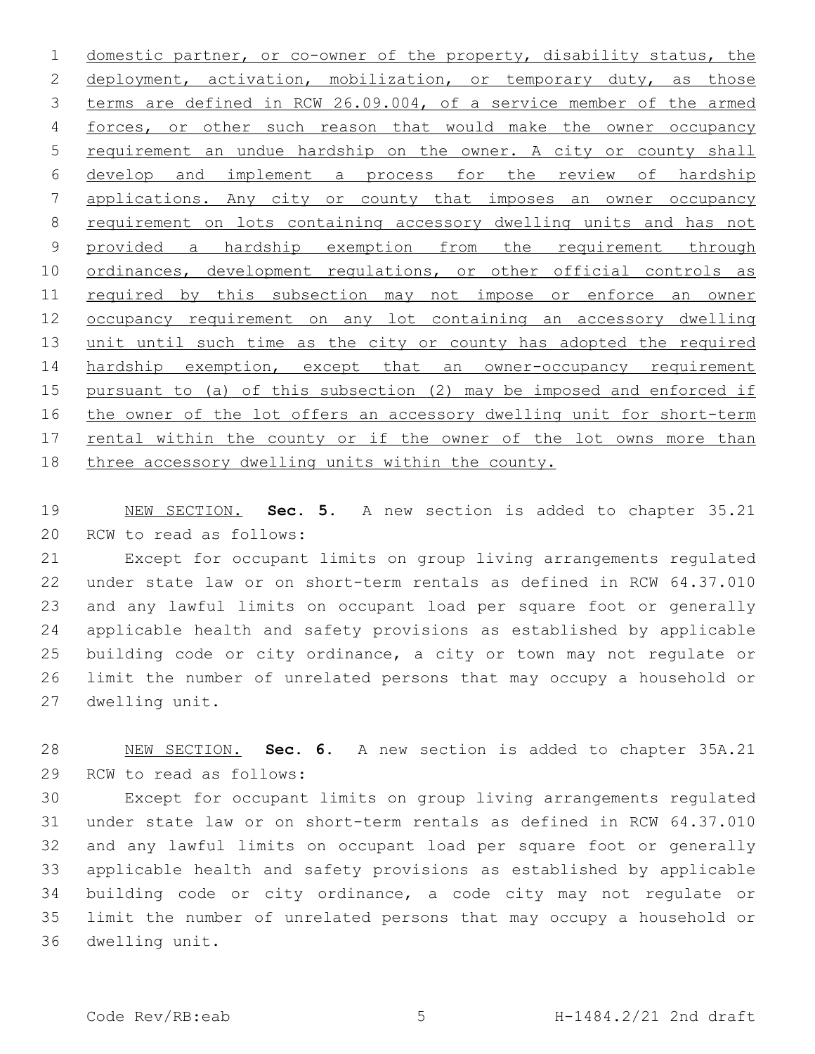domestic partner, or co-owner of the property, disability status, the deployment, activation, mobilization, or temporary duty, as those terms are defined in RCW 26.09.004, of a service member of the armed forces, or other such reason that would make the owner occupancy requirement an undue hardship on the owner. A city or county shall develop and implement a process for the review of hardship applications. Any city or county that imposes an owner occupancy requirement on lots containing accessory dwelling units and has not provided a hardship exemption from the requirement through ordinances, development regulations, or other official controls as required by this subsection may not impose or enforce an owner occupancy requirement on any lot containing an accessory dwelling unit until such time as the city or county has adopted the required hardship exemption, except that an owner-occupancy requirement pursuant to (a) of this subsection (2) may be imposed and enforced if the owner of the lot offers an accessory dwelling unit for short-term rental within the county or if the owner of the lot owns more than three accessory dwelling units within the county.

NEW SECTION. **Sec. 5.** A new section is added to chapter 35.21 RCW to read as follows:

Except for occupant limits on group living arrangements regulated under state law or on short-term rentals as defined in RCW 64.37.010 and any lawful limits on occupant load per square foot or generally applicable health and safety provisions as established by applicable building code or city ordinance, a city or town may not regulate or limit the number of unrelated persons that may occupy a household or dwelling unit.

NEW SECTION. **Sec. 6.** A new section is added to chapter 35A.21 RCW to read as follows:

Except for occupant limits on group living arrangements regulated under state law or on short-term rentals as defined in RCW 64.37.010 and any lawful limits on occupant load per square foot or generally applicable health and safety provisions as established by applicable building code or city ordinance, a code city may not regulate or limit the number of unrelated persons that may occupy a household or dwelling unit.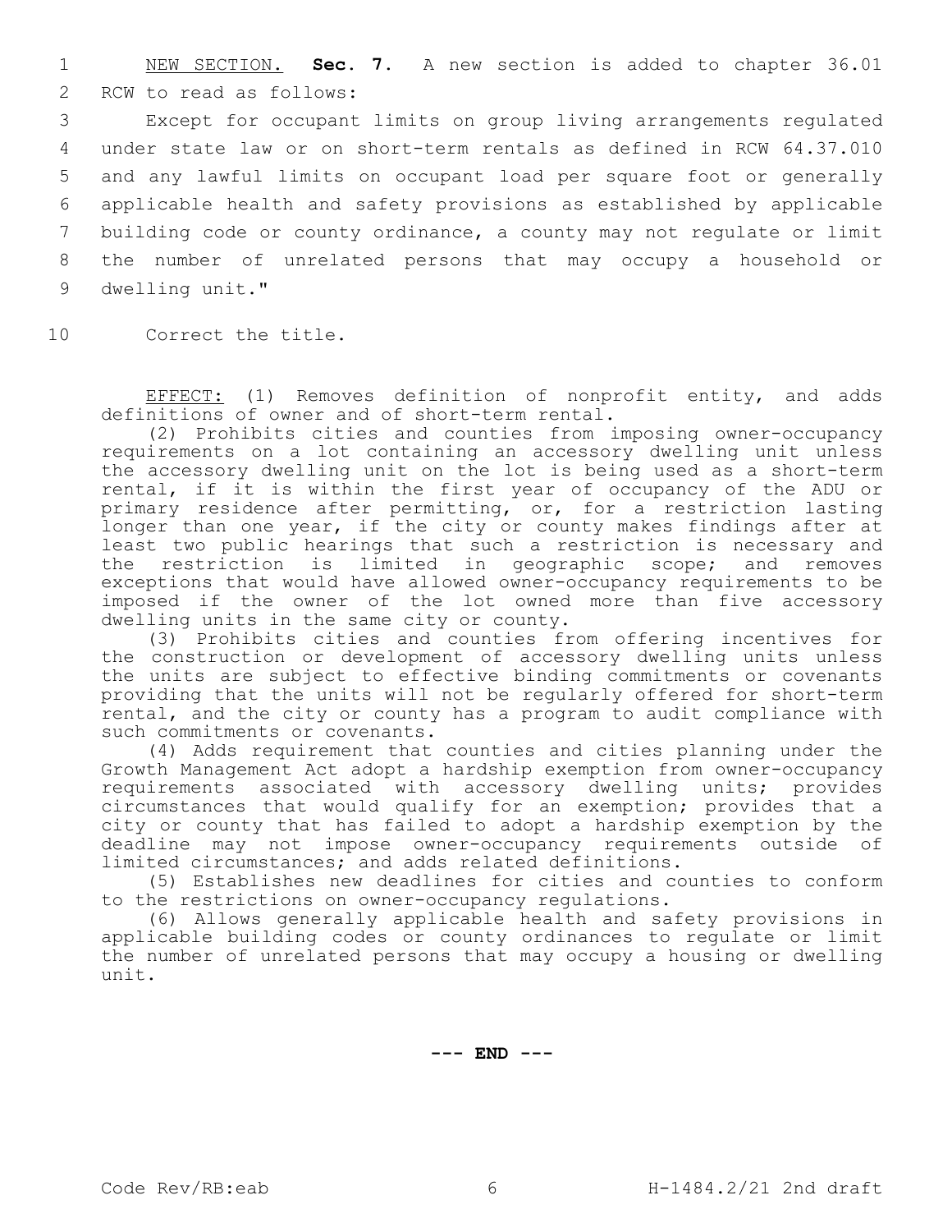NEW SECTION. **Sec. 7.** A new section is added to chapter 36.01 RCW to read as follows:

Except for occupant limits on group living arrangements regulated under state law or on short-term rentals as defined in RCW 64.37.010 and any lawful limits on occupant load per square foot or generally applicable health and safety provisions as established by applicable building code or county ordinance, a county may not regulate or limit the number of unrelated persons that may occupy a household or dwelling unit."

Correct the title.

EFFECT: (1) Removes definition of nonprofit entity, and adds definitions of owner and of short-term rental.

(2) Prohibits cities and counties from imposing owner-occupancy requirements on a lot containing an accessory dwelling unit unless the accessory dwelling unit on the lot is being used as a short-term rental, if it is within the first year of occupancy of the ADU or primary residence after permitting, or, for a restriction lasting longer than one year, if the city or county makes findings after at least two public hearings that such a restriction is necessary and the restriction is limited in geographic scope; and removes exceptions that would have allowed owner-occupancy requirements to be imposed if the owner of the lot owned more than five accessory dwelling units in the same city or county.

(3) Prohibits cities and counties from offering incentives for the construction or development of accessory dwelling units unless the units are subject to effective binding commitments or covenants providing that the units will not be regularly offered for short-term rental, and the city or county has a program to audit compliance with such commitments or covenants.

(4) Adds requirement that counties and cities planning under the Growth Management Act adopt a hardship exemption from owner-occupancy requirements associated with accessory dwelling units; provides circumstances that would qualify for an exemption; provides that a city or county that has failed to adopt a hardship exemption by the deadline may not impose owner-occupancy requirements outside of limited circumstances; and adds related definitions.

(5) Establishes new deadlines for cities and counties to conform to the restrictions on owner-occupancy regulations.

(6) Allows generally applicable health and safety provisions in applicable building codes or county ordinances to regulate or limit the number of unrelated persons that may occupy a housing or dwelling unit.

**--- END ---**